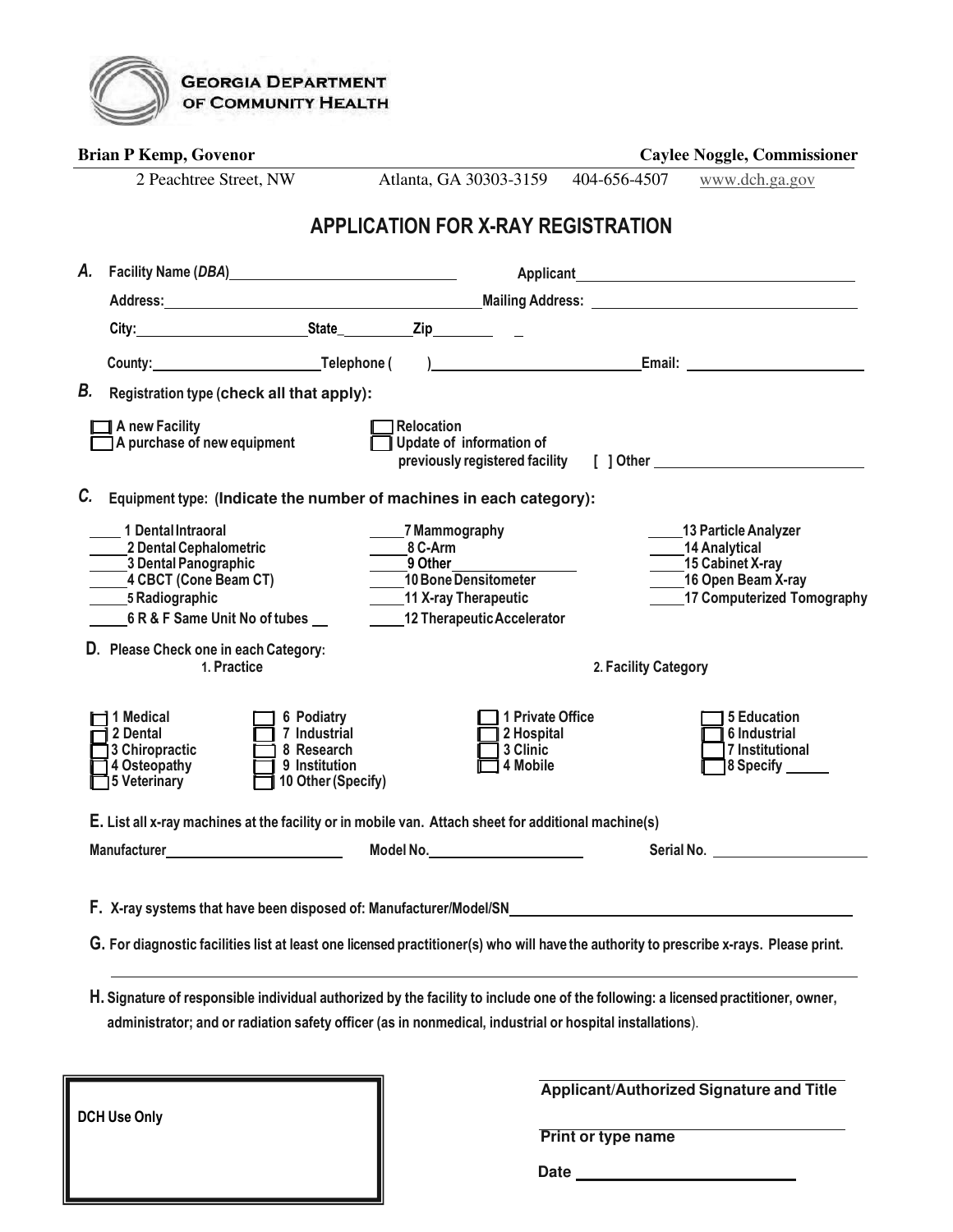**GEORGIA DEPARTMENT OF COMMUNITY HEALTH**

**Brian P Kemp, Govenor** | **Caylee Noggle, Commissioner**

2 Peachtree Street, NW | Atlanta, GA 30303-3159 | 404-656-4507 | www.dch.ga.gov

# APPLICATION FOR X-RAY REGISTRATION

**A.** Facility Name (*DBA*)________________________ Applicant________________________

Address:________________________ Mailing Address: ________________________

City:________________ State________ Zip________

County:________________ Telephone ( )________________ Email: ________________

**B.** Registration type (check all that apply):

- [ ] A new Facility
- [ ] A purchase of new equipment
- [ ] Relocation
- [ ] Update of information of previously registered facility
- [ ] Other ________________

**C.** Equipment type: (Indicate the number of machines in each category):

| | | |
|---|---|---|
| ____ 1 Dental Intraoral | ____ 7 Mammography | ____ 13 Particle Analyzer |
| ____ 2 Dental Cephalometric | ____ 8 C-Arm | ____ 14 Analytical |
| ____ 3 Dental Panographic | ____ 9 Other________ | ____ 15 Cabinet X-ray |
| ____ 4 CBCT (Cone Beam CT) | ____ 10 Bone Densitometer | ____ 16 Open Beam X-ray |
| ____ 5 Radiographic | ____ 11 X-ray Therapeutic | ____ 17 Computerized Tomography |
| ____ 6 R & F Same Unit No of tubes __ | ____ 12 Therapeutic Accelerator | |

**D.** Please Check one in each Category:

**1. Practice**

- [ ] 1 Medical
- [ ] 2 Dental
- [ ] 3 Chiropractic
- [ ] 4 Osteopathy
- [ ] 5 Veterinary
- [ ] 6 Podiatry
- [ ] 7 Industrial
- [ ] 8 Research
- [ ] 9 Institution
- [ ] 10 Other (Specify)

**2. Facility Category**

- [ ] 1 Private Office
- [ ] 2 Hospital
- [ ] 3 Clinic
- [ ] 4 Mobile
- [ ] 5 Education
- [ ] 6 Industrial
- [ ] 7 Institutional
- [ ] 8 Specify ______

**E.** List all x-ray machines at the facility or in mobile van. Attach sheet for additional machine(s)

Manufacturer________________ Model No.________________ Serial No. ________________

**F.** X-ray systems that have been disposed of: Manufacturer/Model/SN________________________

**G.** For diagnostic facilities list at least one licensed practitioner(s) who will have the authority to prescribe x-rays. Please print.

________________________________________________

**H.** Signature of responsible individual authorized by the facility to include one of the following: a licensed practitioner, owner, administrator; and or radiation safety officer (as in nonmedical, industrial or hospital installations).

| DCH Use Only |
|---|
| |

________________________
**Applicant/Authorized Signature and Title**

________________________
**Print or type name**

**Date** ________________________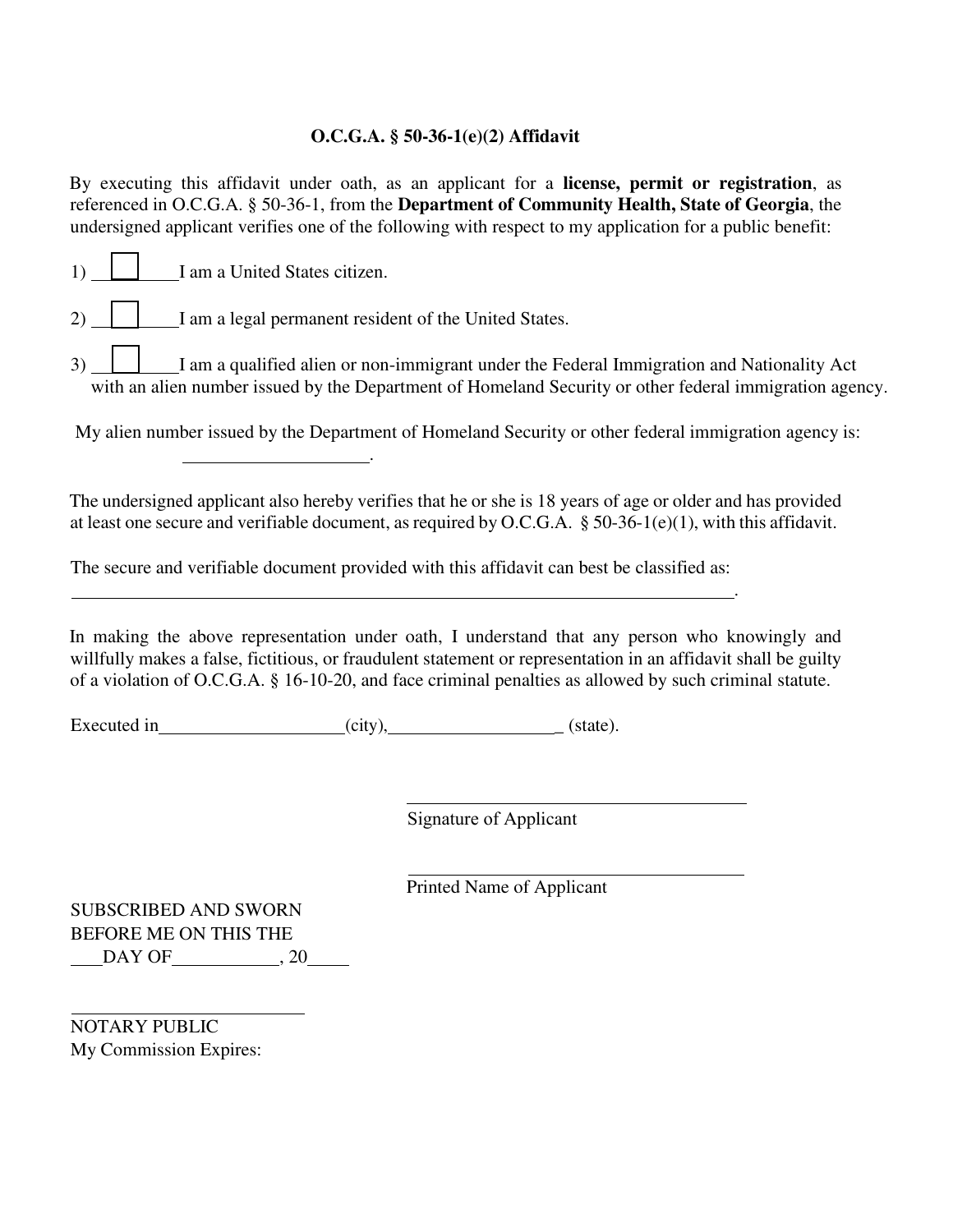# O.C.G.A. § 50-36-1(e)(2) Affidavit

By executing this affidavit under oath, as an applicant for a **license, permit or registration**, as referenced in O.C.G.A. § 50-36-1, from the **Department of Community Health, State of Georgia**, the undersigned applicant verifies one of the following with respect to my application for a public benefit:

1) ☐ I am a United States citizen.

2) ☐ I am a legal permanent resident of the United States.

3) ☐ I am a qualified alien or non-immigrant under the Federal Immigration and Nationality Act with an alien number issued by the Department of Homeland Security or other federal immigration agency.

My alien number issued by the Department of Homeland Security or other federal immigration agency is: ____________________.

The undersigned applicant also hereby verifies that he or she is 18 years of age or older and has provided at least one secure and verifiable document, as required by O.C.G.A. § 50-36-1(e)(1), with this affidavit.

The secure and verifiable document provided with this affidavit can best be classified as:

__________________________________________________________________________.

In making the above representation under oath, I understand that any person who knowingly and willfully makes a false, fictitious, or fraudulent statement or representation in an affidavit shall be guilty of a violation of O.C.G.A. § 16-10-20, and face criminal penalties as allowed by such criminal statute.

Executed in____________________(city),__________________ (state).

______________________________________
Signature of Applicant

______________________________________
Printed Name of Applicant

SUBSCRIBED AND SWORN
BEFORE ME ON THIS THE
___DAY OF___________, 20____

__________________________
NOTARY PUBLIC
My Commission Expires: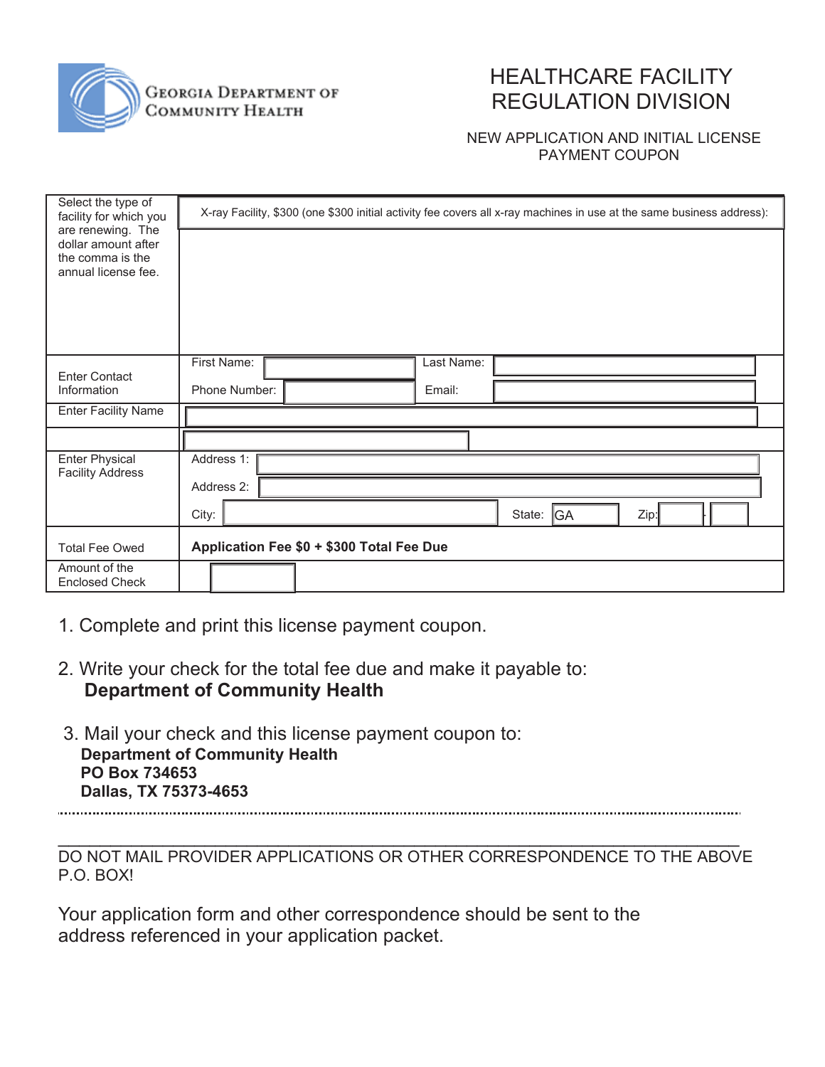GEORGIA DEPARTMENT OF COMMUNITY HEALTH

# HEALTHCARE FACILITY REGULATION DIVISION

## NEW APPLICATION AND INITIAL LICENSE PAYMENT COUPON

| | |
|---|---|
| Select the type of facility for which you are renewing. The dollar amount after the comma is the annual license fee. | X-ray Facility, $300 (one $300 initial activity fee covers all x-ray machines in use at the same business address): |
| Enter Contact Information | First Name: Last Name: <br> Phone Number: Email: |
| Enter Facility Name | |
| | |
| Enter Physical Facility Address | Address 1: <br> Address 2: <br> City: State: GA Zip: - |
| Total Fee Owed | **Application Fee $0 + $300 Total Fee Due** |
| Amount of the Enclosed Check | |

1. Complete and print this license payment coupon.

2. Write your check for the total fee due and make it payable to:
   **Department of Community Health**

3. Mail your check and this license payment coupon to:
   **Department of Community Health**
   **PO Box 734653**
   **Dallas, TX 75373-4653**

---

DO NOT MAIL PROVIDER APPLICATIONS OR OTHER CORRESPONDENCE TO THE ABOVE P.O. BOX!

Your application form and other correspondence should be sent to the address referenced in your application packet.